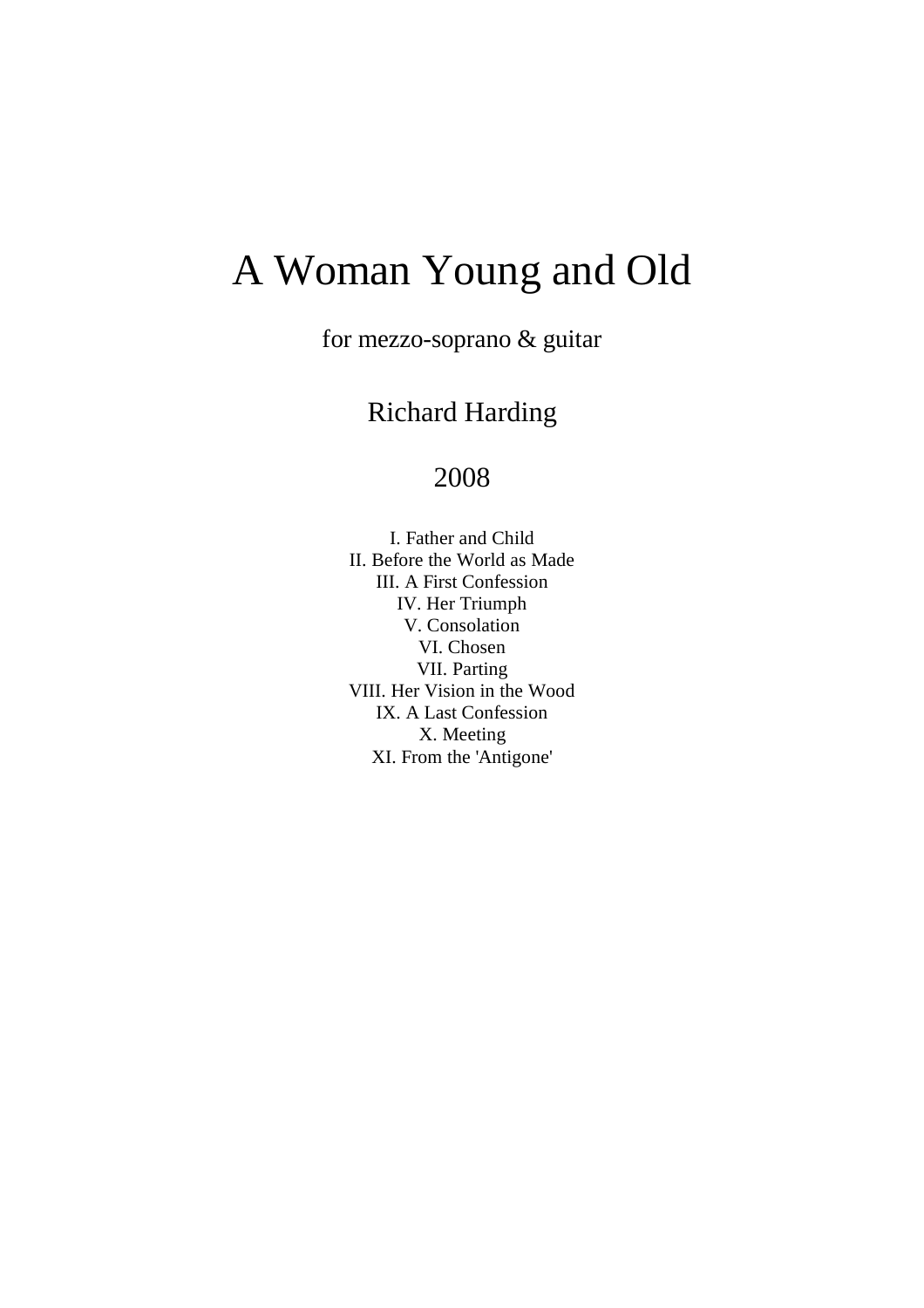# A Woman Young and Old

for mezzo-soprano & guitar

Richard Harding

2008

I. Father and Child
II. Before the World as Made
III. A First Confession
IV. Her Triumph
V. Consolation
VI. Chosen
VII. Parting
VIII. Her Vision in the Wood
IX. A Last Confession
X. Meeting
XI. From the 'Antigone'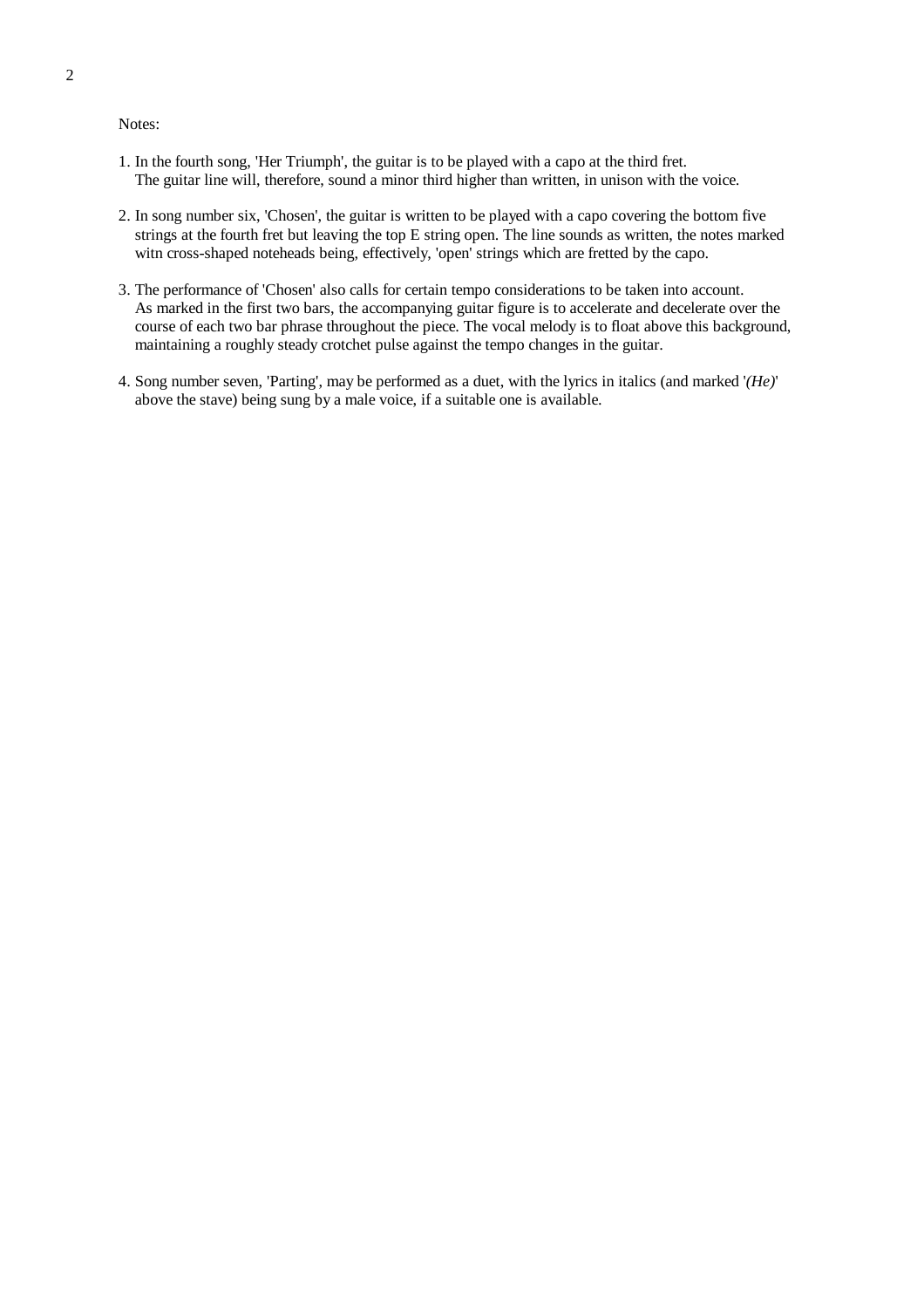Notes:

1. In the fourth song, 'Her Triumph', the guitar is to be played with a capo at the third fret. The guitar line will, therefore, sound a minor third higher than written, in unison with the voice.

2. In song number six, 'Chosen', the guitar is written to be played with a capo covering the bottom five strings at the fourth fret but leaving the top E string open. The line sounds as written, the notes marked witn cross-shaped noteheads being, effectively, 'open' strings which are fretted by the capo.

3. The performance of 'Chosen' also calls for certain tempo considerations to be taken into account. As marked in the first two bars, the accompanying guitar figure is to accelerate and decelerate over the course of each two bar phrase throughout the piece. The vocal melody is to float above this background, maintaining a roughly steady crotchet pulse against the tempo changes in the guitar.

4. Song number seven, 'Parting', may be performed as a duet, with the lyrics in italics (and marked '*(He)*' above the stave) being sung by a male voice, if a suitable one is available.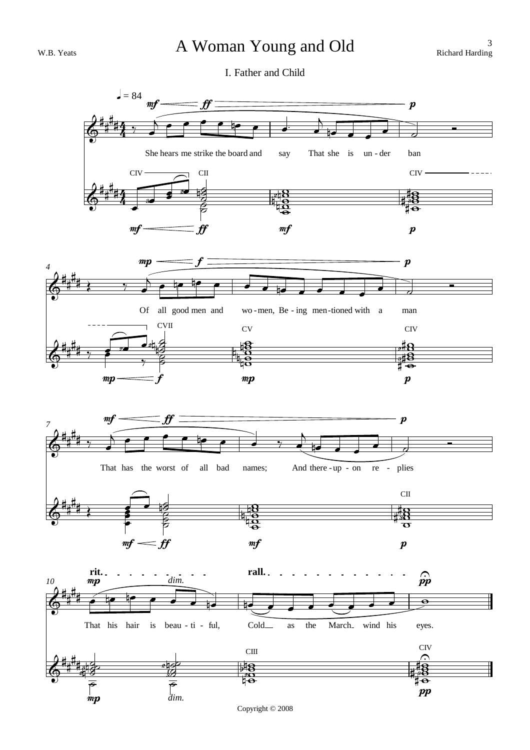W.B. Yeats

# A Woman Young and Old

Richard Harding

## I. Father and Child

♩ = 84

She hears me strike the board and say That she is un - der ban

Of all good men and wo - men, Be - ing men - tioned with a man

That has the worst of all bad names; And there - up - on re - plies

That his hair is beau - ti - ful, Cold as the March wind his eyes.

Copyright © 2008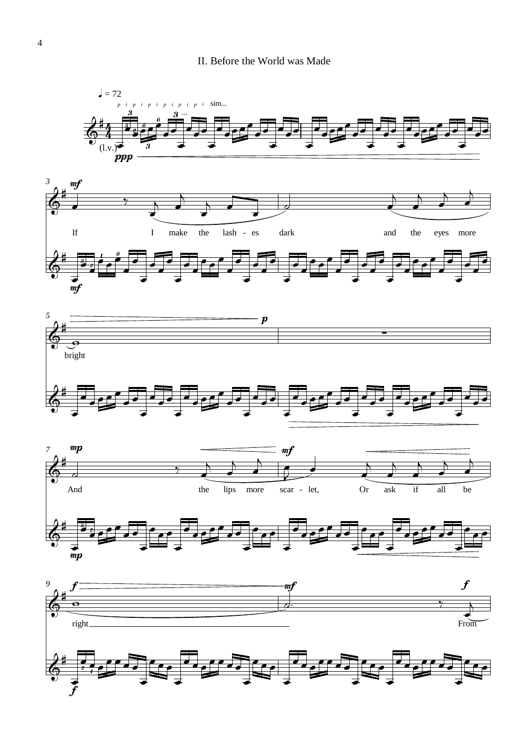## II. Before the World was Made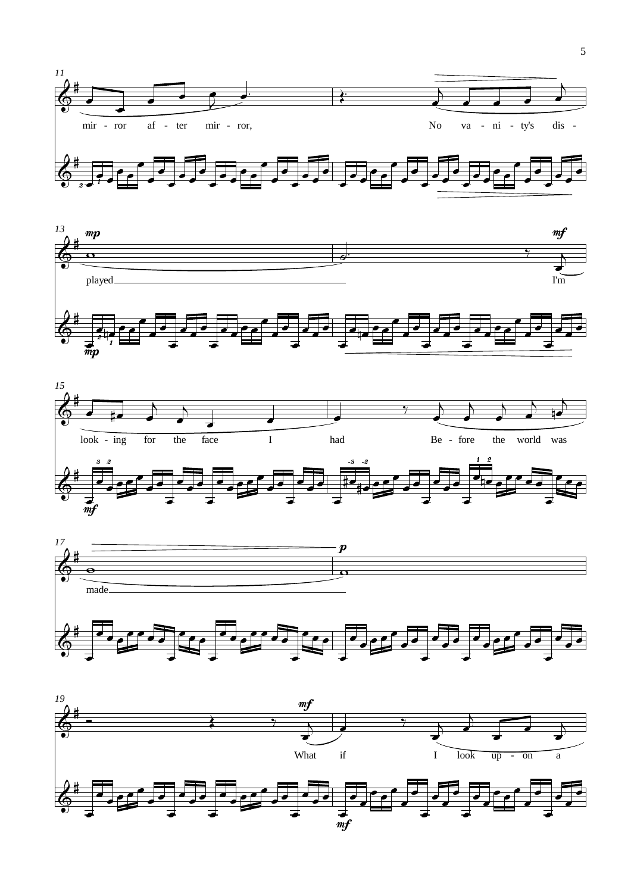11

mir - ror af - ter mir - ror, No va - ni - ty's dis -

13

*mp* *mf*

played I'm

*mp*

15

look - ing for the face I had Be - fore the world was

*mf*

17

*p*

made

19

*mf*

What if I look up - on a

*mf*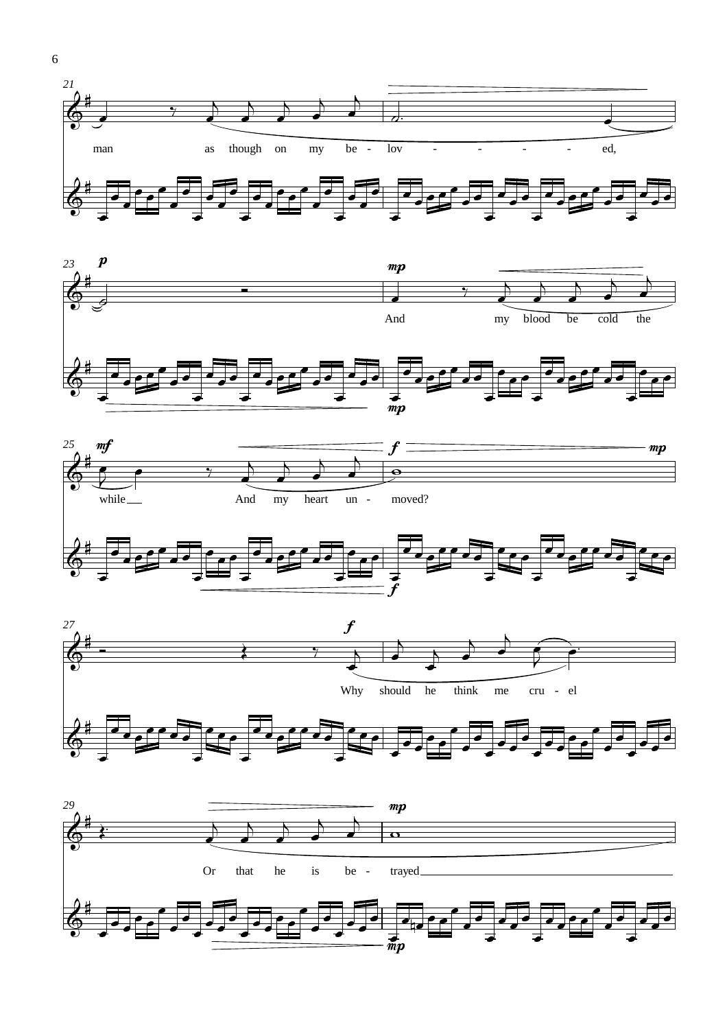man as though on my be - lov - - - - - ed,

And my blood be cold the

while And my heart un - moved?

Why should he think me cru - el

Or that he is be - trayed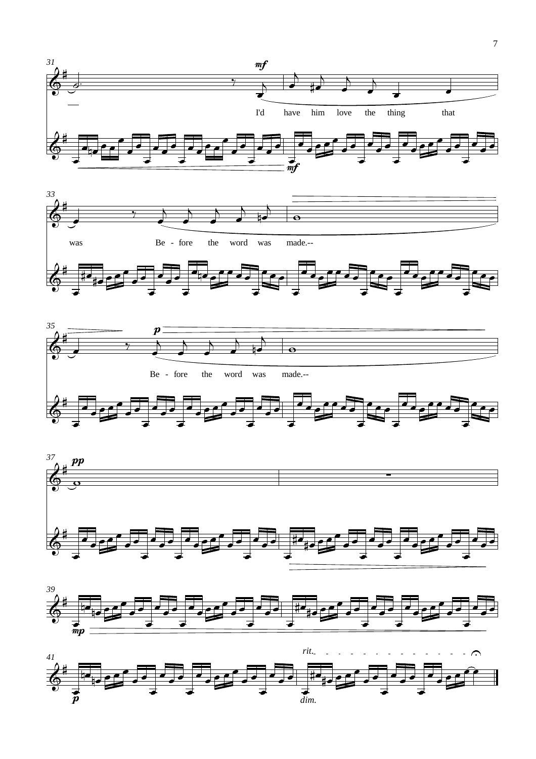I'd have him love the thing that was Be - fore the word was made.--

Be - fore the word was made.--

*rit.*

*dim.*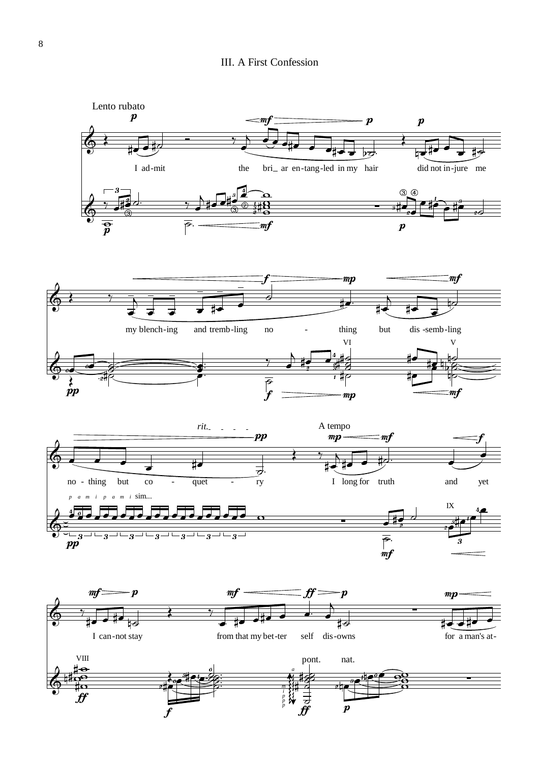## III. A First Confession

Lento rubato

I ad-mit the bri_ ar en-tang-led in my hair did not in-jure me

my blench-ing and tremb-ling no - thing but dis -semb-ling

no - thing but co - quet - ry

*rit.*

A tempo

I long for truth and yet

I can-not stay from that my bet-ter self dis-owns for a man's at-

*p a m i p a m i* sim...

pont. nat.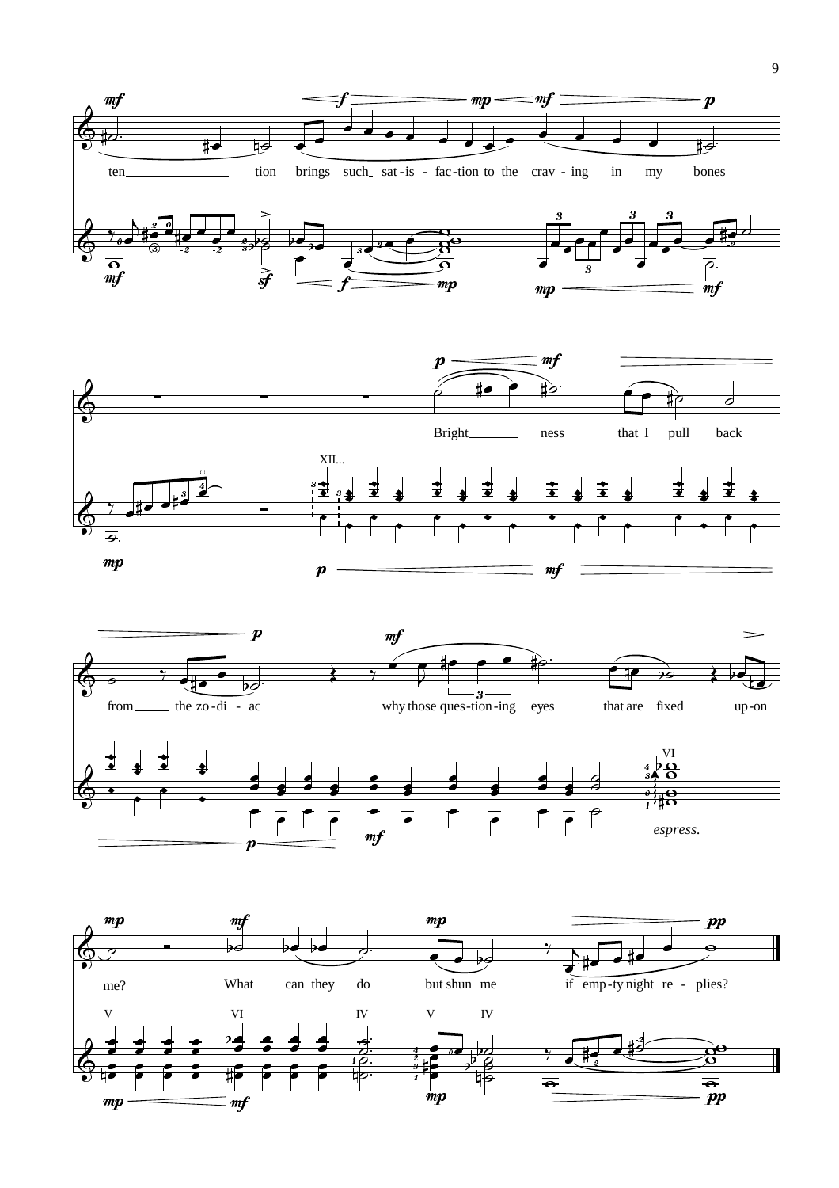ten — tion brings such sat-is-fac-tion to the crav-ing in my bones

Bright — ness that I pull back

from — the zo-di-ac why those ques-tion-ing eyes that are fixed up-on

me? What can they do but shun me if emp-ty night re-plies?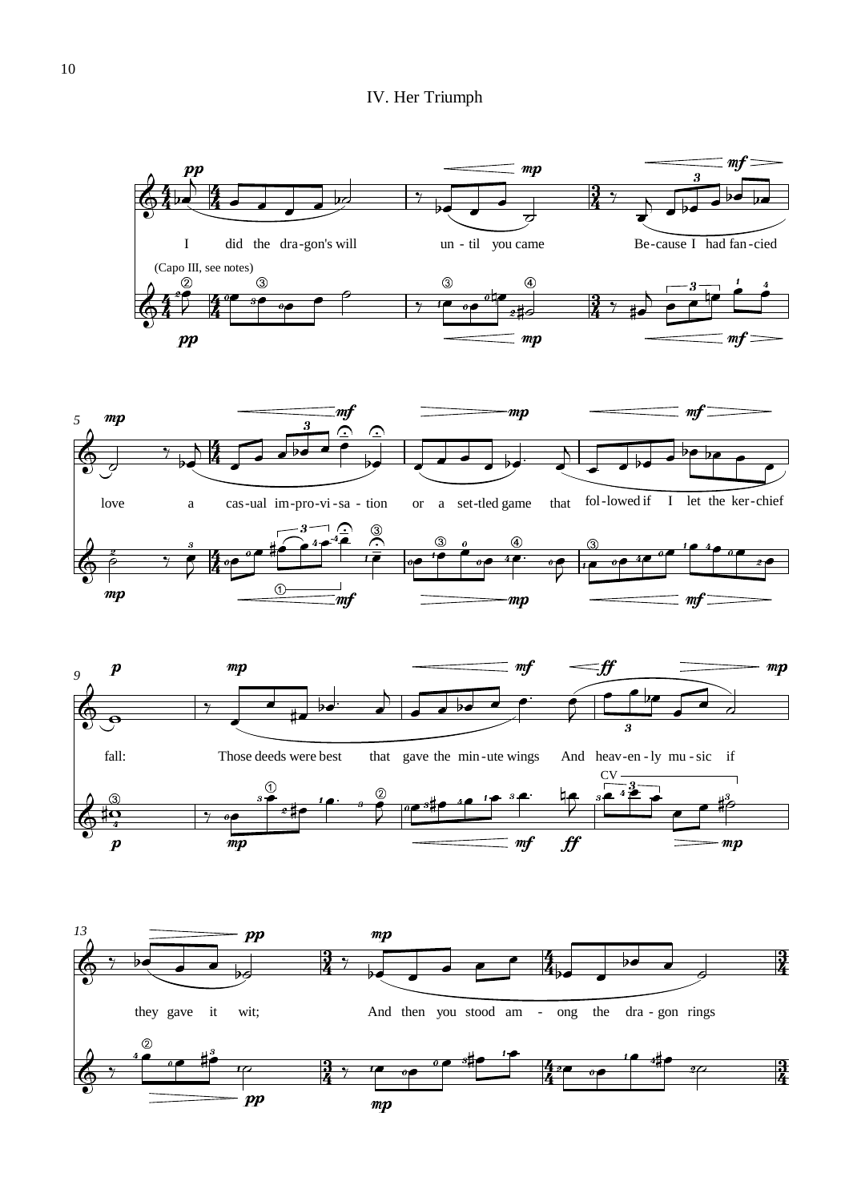# IV. Her Triumph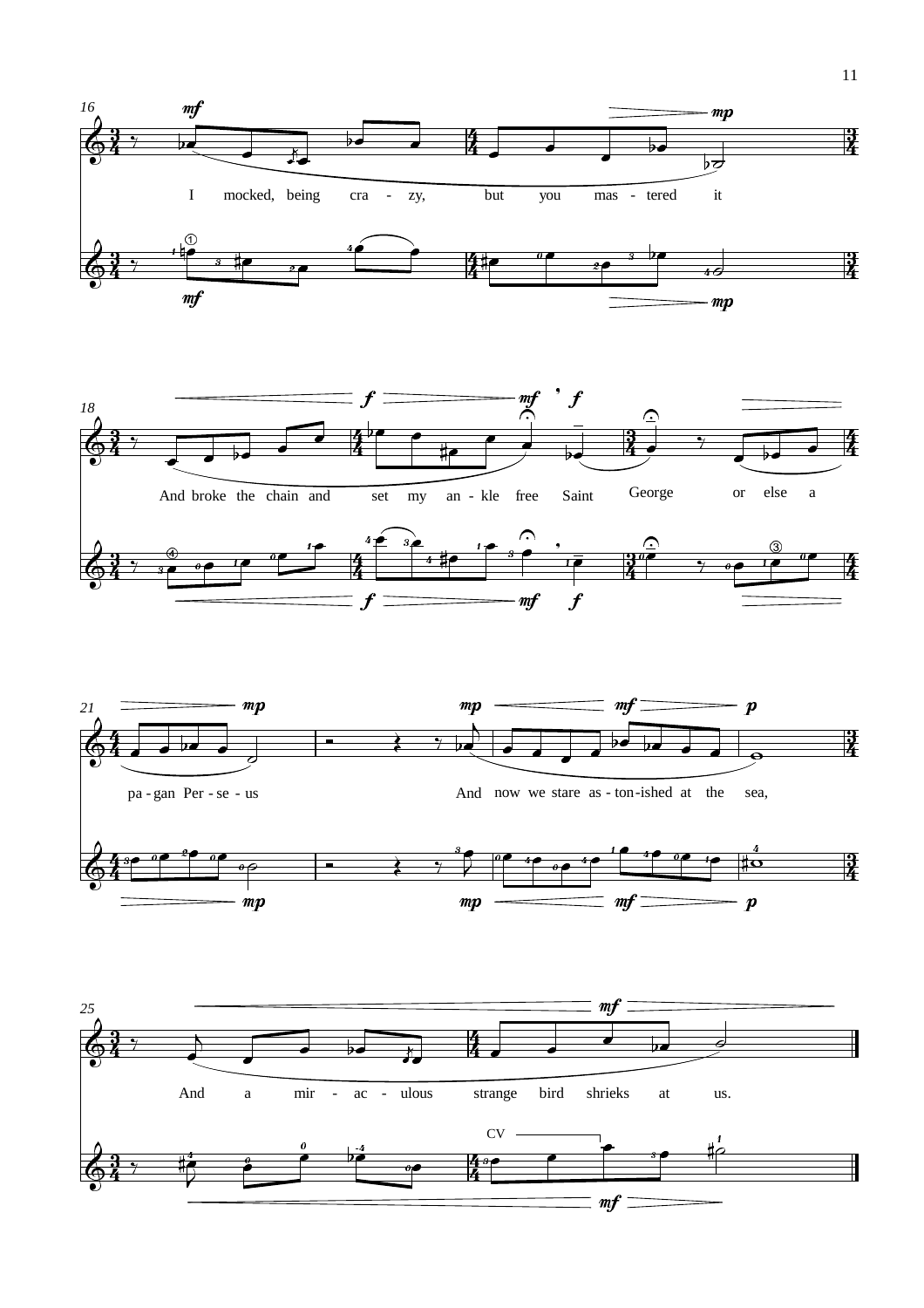I mocked, being cra - zy, but you mas - tered it

And broke the chain and set my an - kle free Saint George or else a

pa - gan Per - se - us And now we stare as - ton - ished at the sea,

And a mir - ac - ulous strange bird shrieks at us.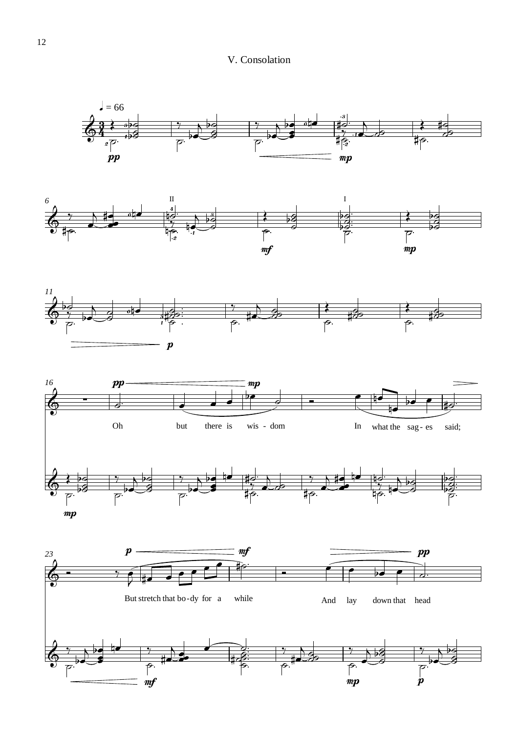## V. Consolation

♩ = 66

Oh but there is wis - dom In what the sag - es said;

But stretch that bo - dy for a while And lay down that head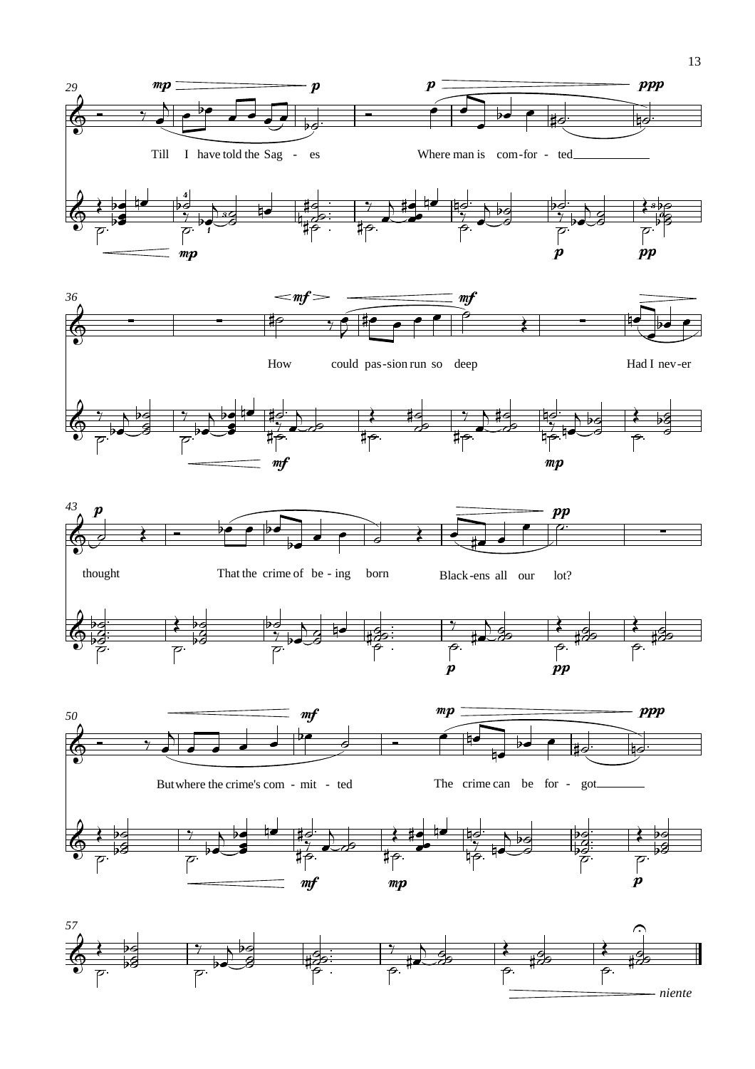Till I have told the Sag - es

Where man is com-for - ted

How could pas-sion run so deep

Had I nev-er thought

That the crime of be - ing born

Black-ens all our lot?

But where the crime's com - mit - ted

The crime can be for - got

*niente*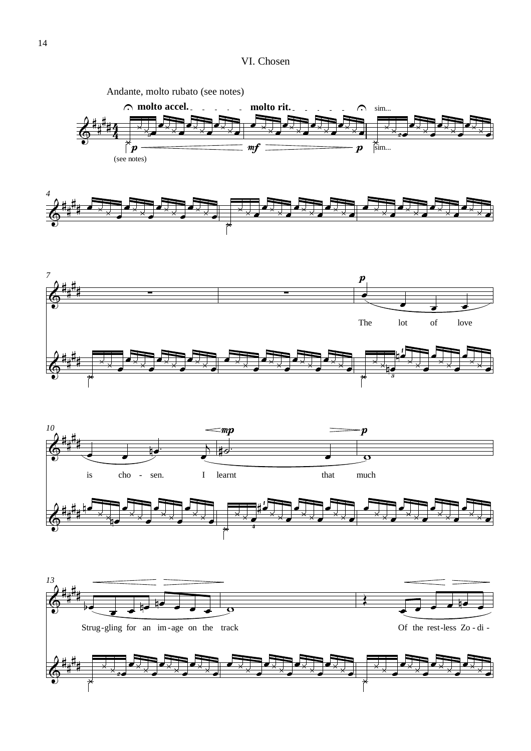## VI. Chosen

Andante, molto rubato (see notes)

molto accel. — molto rit. — sim...

*p* — *mf* — *p* sim...

(see notes)

The lot of love is cho - sen. I learnt that much

Strug-gling for an im-age on the track

Of the rest-less Zo - di -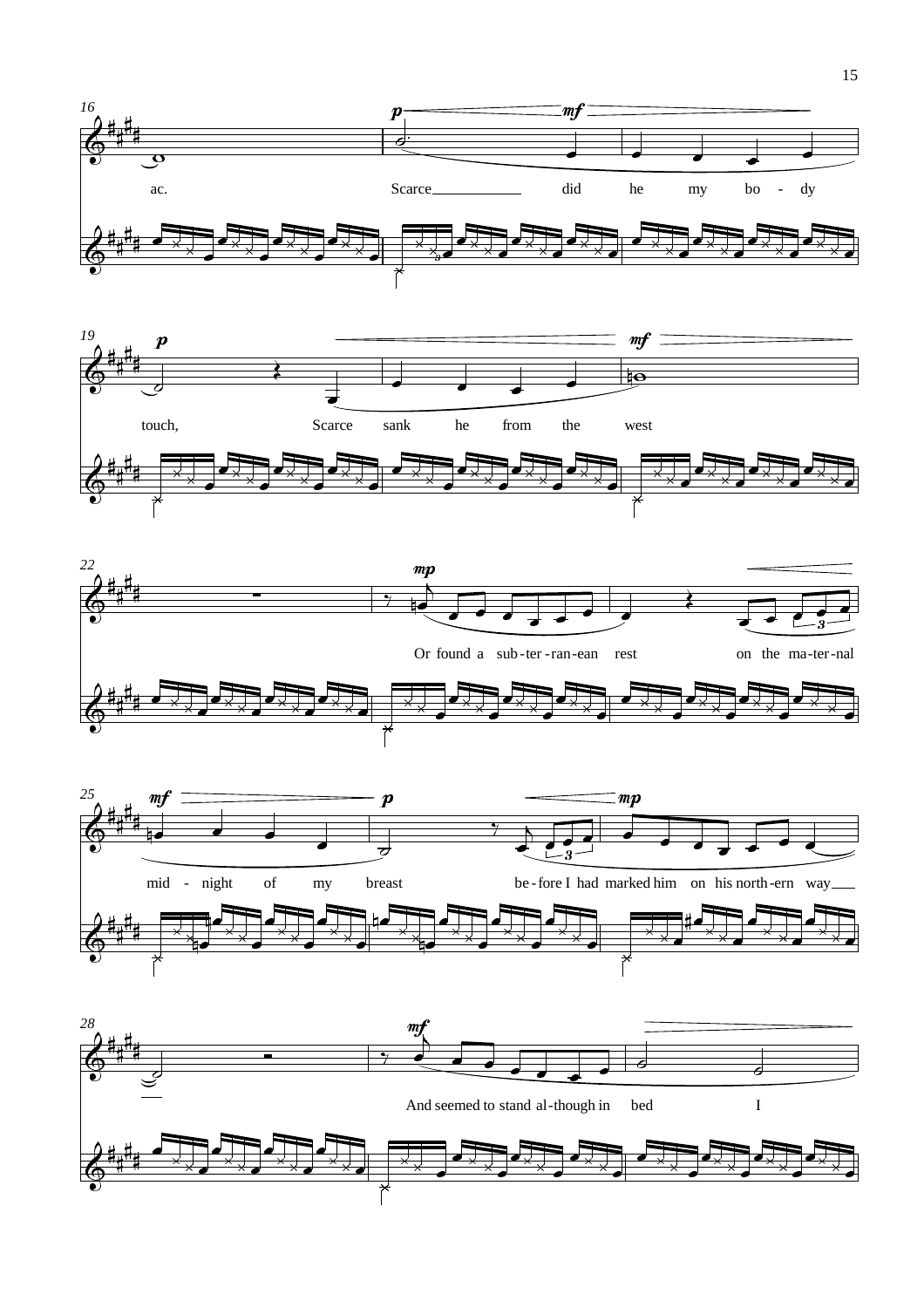16

ac. Scarce did he my bo - dy

19

touch, Scarce sank he from the west

22

Or found a sub-ter-ran-ean rest on the ma-ter-nal

25

mid - night of my breast be-fore I had marked him on his north-ern way

28

And seemed to stand al-though in bed I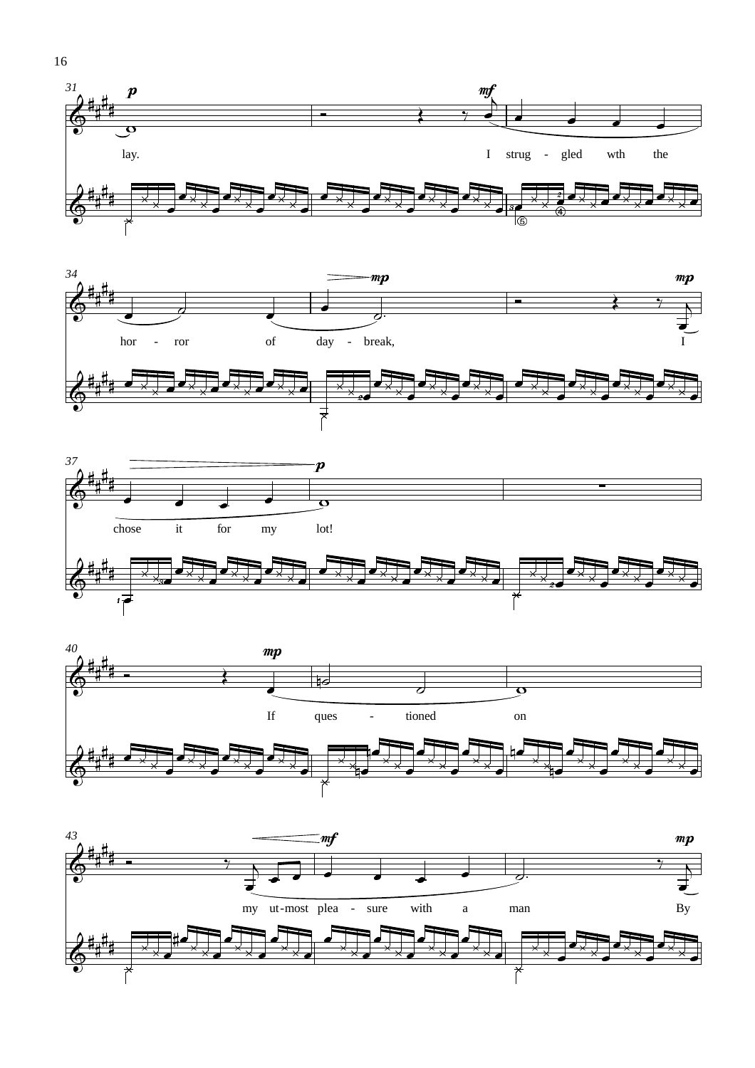lay. I strug - gled wth the

hor - ror of day - break, I

chose it for my lot!

If ques - tioned on

my ut-most plea - sure with a man By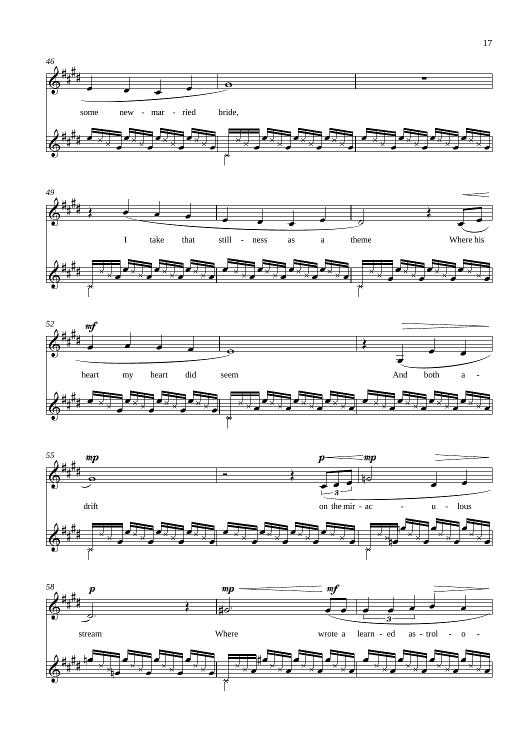46

some new - mar - ried bride,

49

I take that still - ness as a theme Where his

52

*mf*

heart my heart did seem And both a -

55

*mp* *p* *mp*

drift on the mir - ac - u - lous

58

*p* *mp* *mf*

stream Where wrote a learn - ed as - trol - o -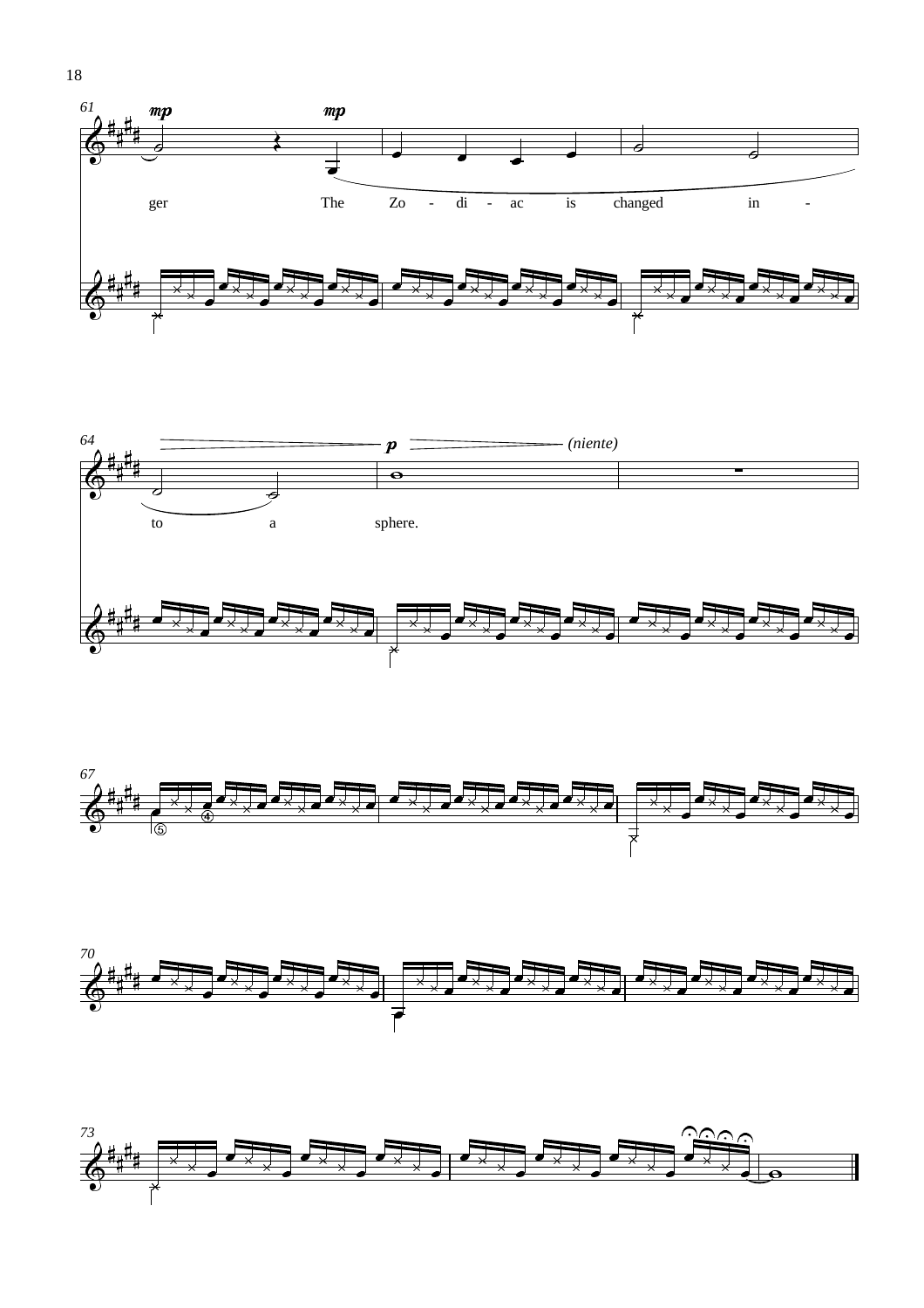ger The Zo - di - ac is changed in - to a sphere.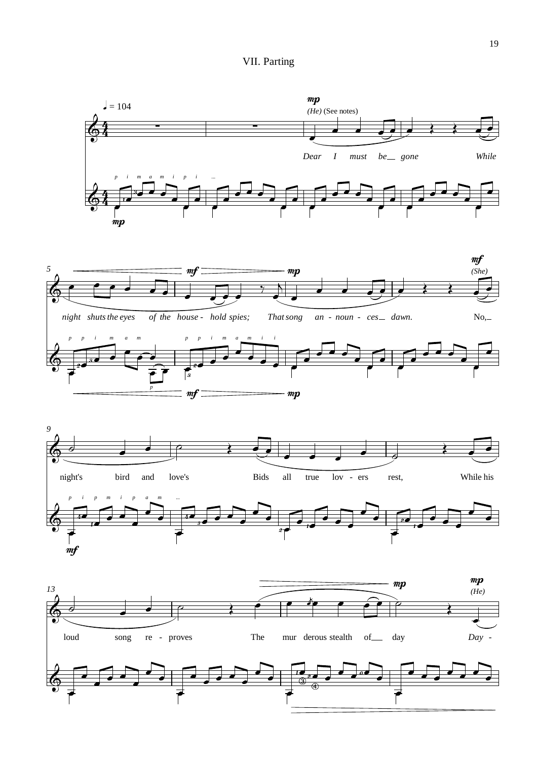# VII. Parting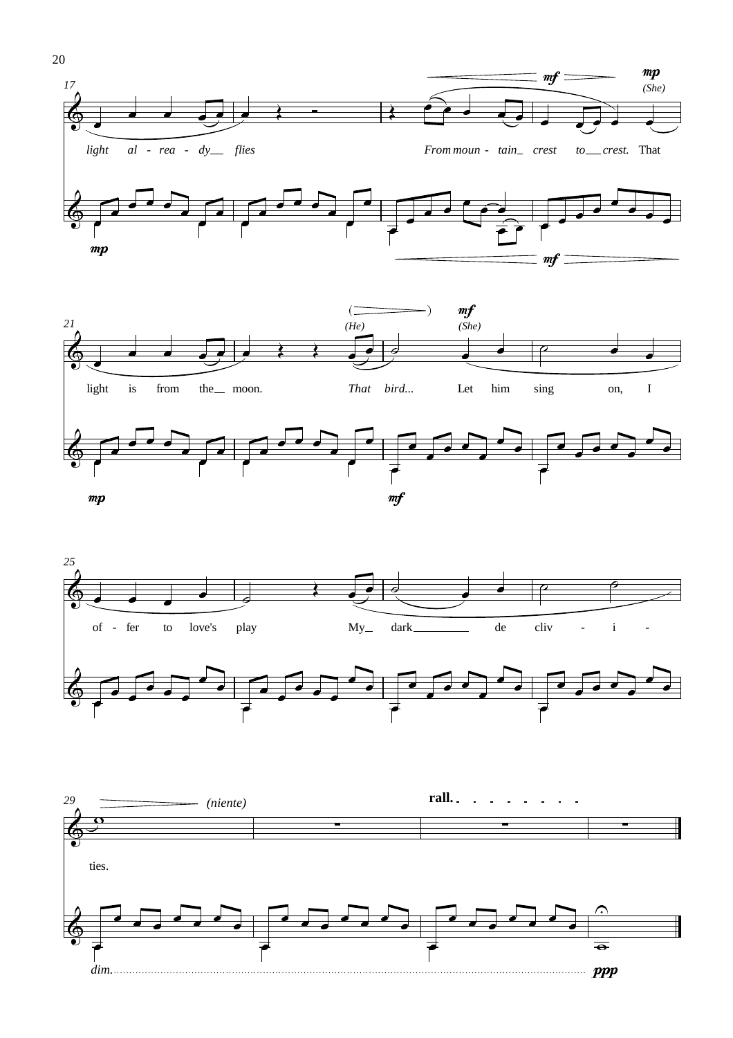light already flies From mountain crest to crest. That light is from the moon. That bird... Let him sing on, I offer to love's play My dark deciv-i-ties.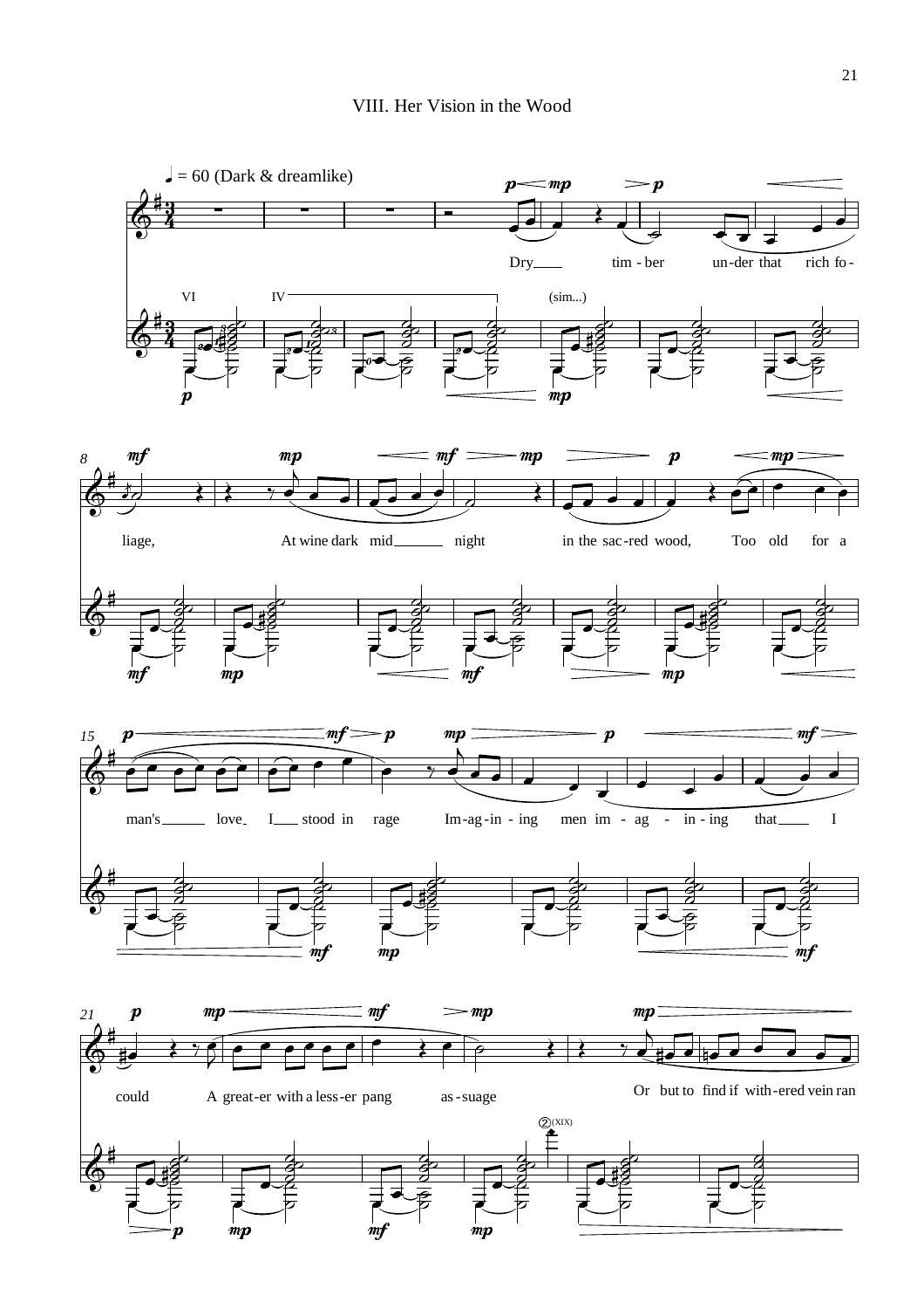# VIII. Her Vision in the Wood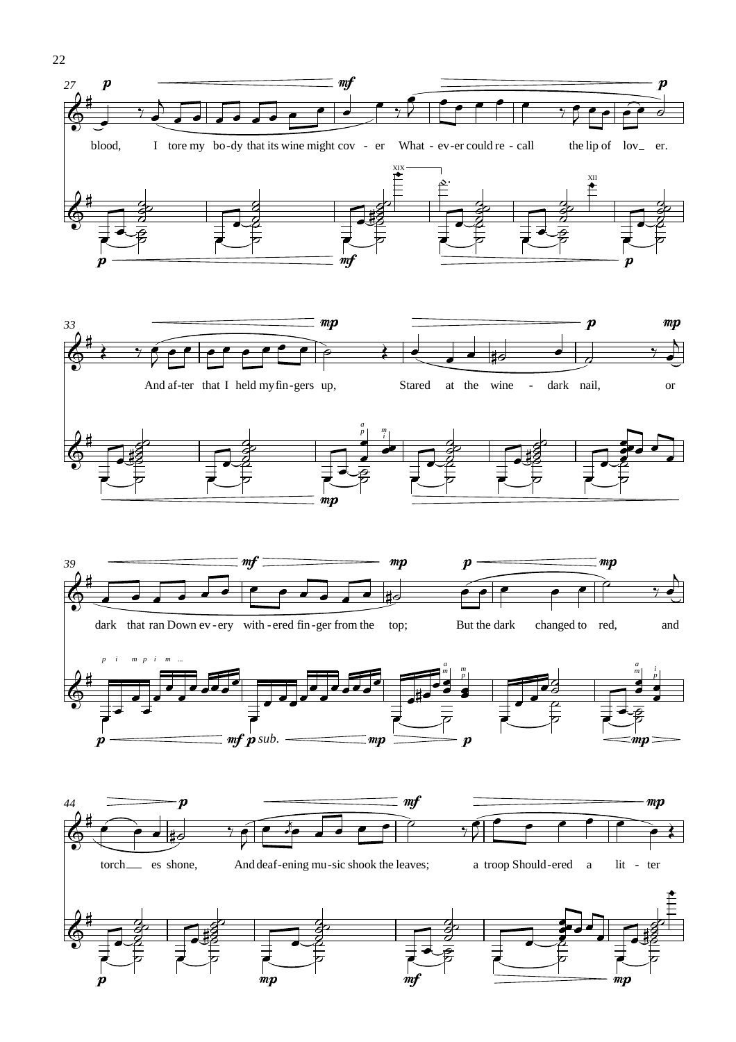blood, I tore my bo-dy that its wine might cov - er What - ev-er could re - call the lip of lov_ er.

And af-ter that I held my fin-gers up, Stared at the wine - dark nail, or

dark that ran Down ev-ery with-ered fin-ger from the top; But the dark changed to red, and

torch_ es shone, And deaf-ening mu-sic shook the leaves; a troop Should-ered a lit - ter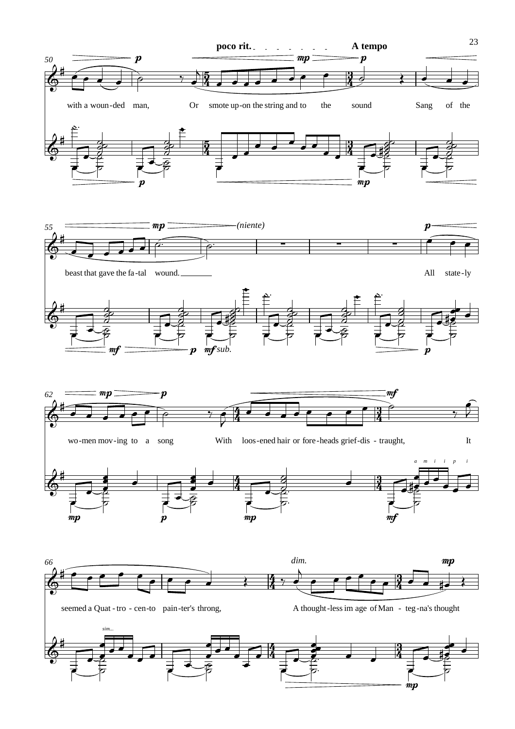poco rit. A tempo

with a woun-ded man, Or smote up-on the string and to the sound Sang of the

beast that gave the fa-tal wound. All state-ly

wo-men mov-ing to a song With loos-ened hair or fore-heads grief-dis - traught, It

seemed a Quat - tro - cen-to pain-ter's throng, A thought-less im age of Man - teg-na's thought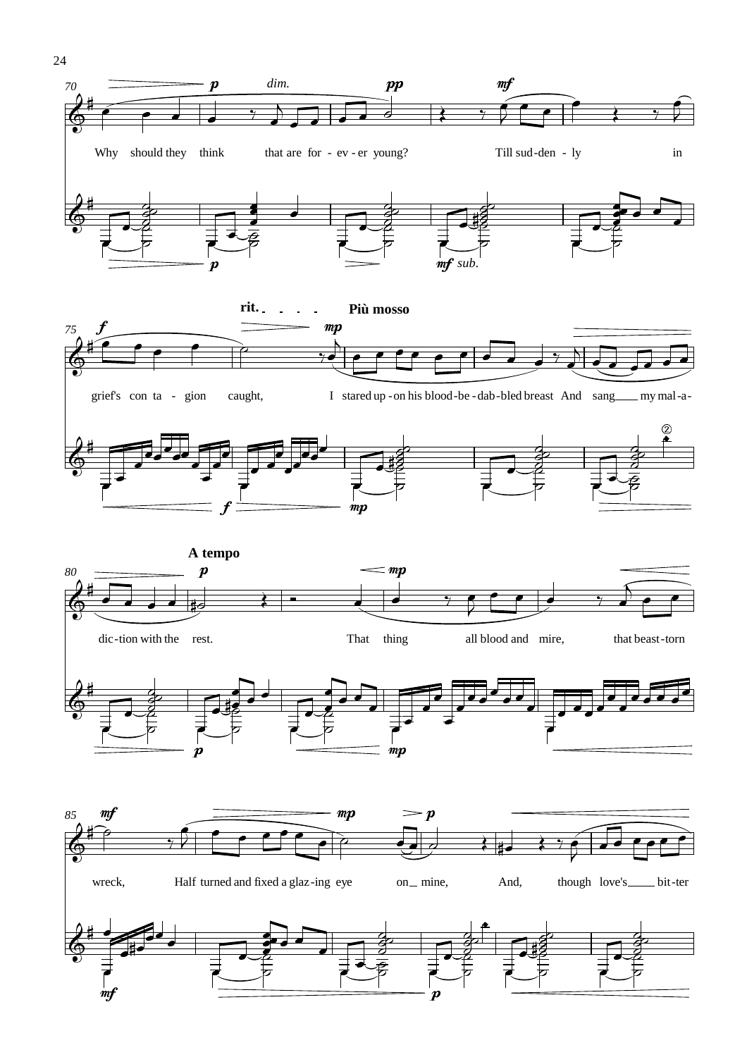**rit.** **Più mosso**

**A tempo**

Why should they think that are for - ev - er young? Till sud - den - ly in grief's con - ta - gion caught, I stared up - on his blood - be - dab - bled breast And sang my mal - a - dic - tion with the rest. That thing all blood and mire, that beast - torn wreck, Half turned and fixed a glaz - ing eye on mine, And, though love's bit - ter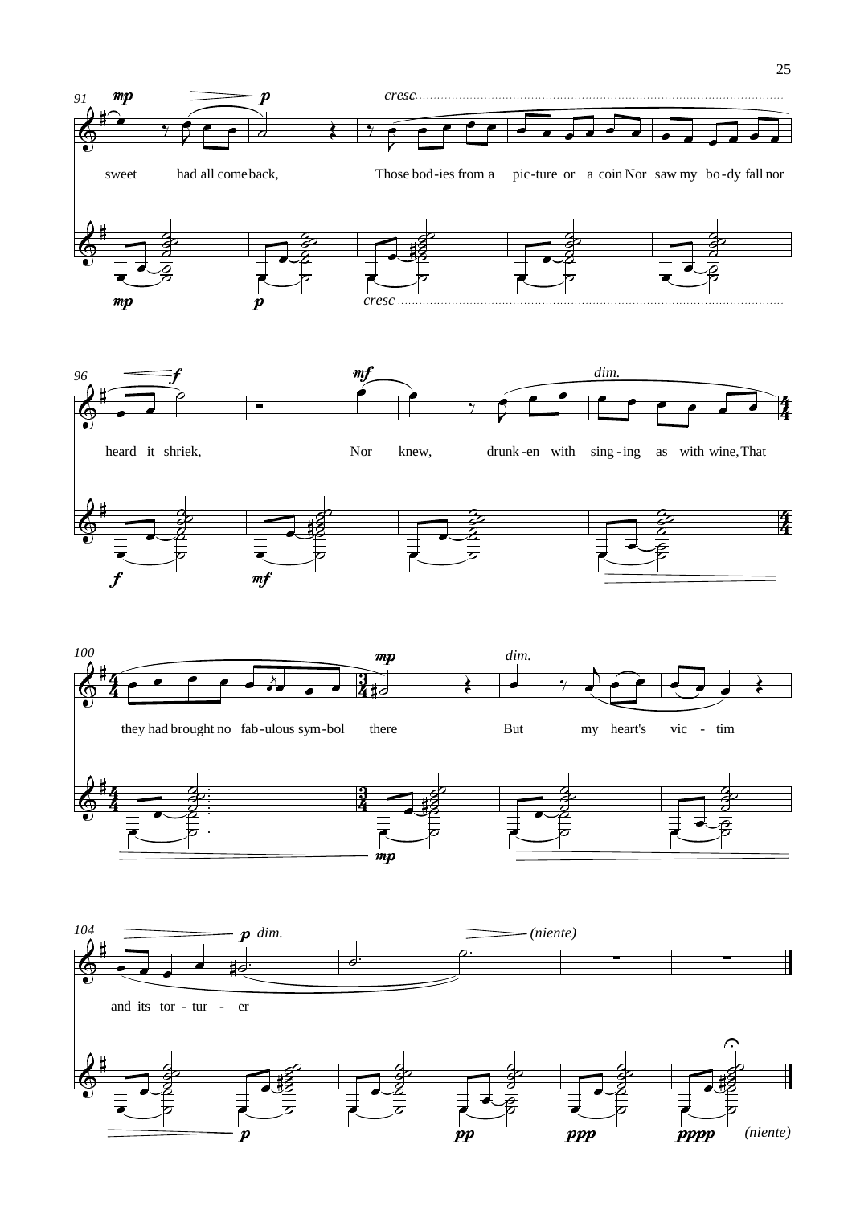sweet had all come back,

Those bod-ies from a pic-ture or a coin Nor saw my bo-dy fall nor

heard it shriek,

Nor knew, drunk-en with sing-ing as with wine, That

they had brought no fab-ulous sym-bol there

But my heart's vic - tim

and its tor - tur - er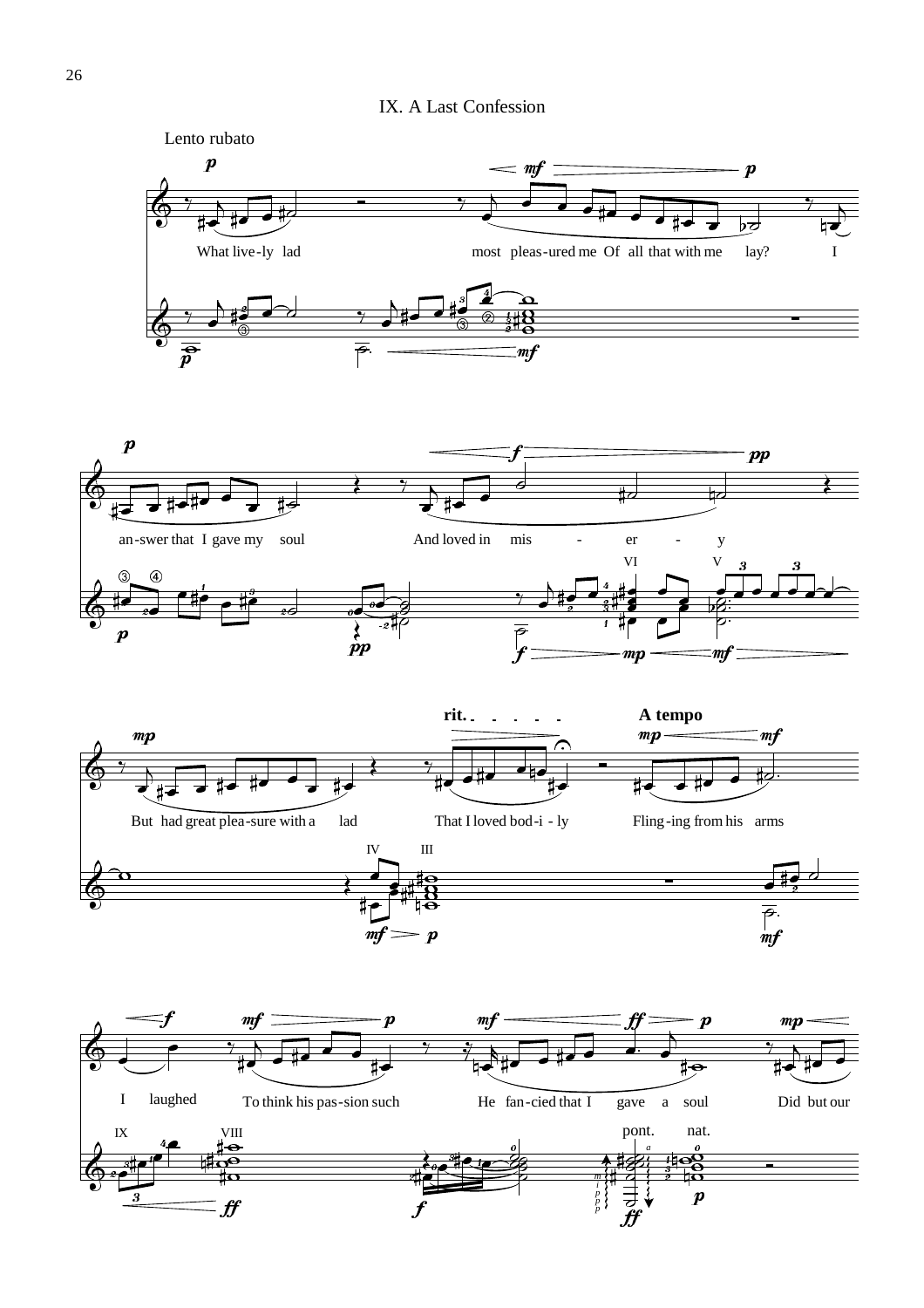## IX. A Last Confession

Lento rubato

What live-ly lad most pleas-ured me Of all that with me lay? I an-swer that I gave my soul And loved in mis - er - y But had great plea-sure with a lad That I loved bod-i - ly Fling-ing from his arms I laughed To think his pas-sion such He fan-cied that I gave a soul Did but our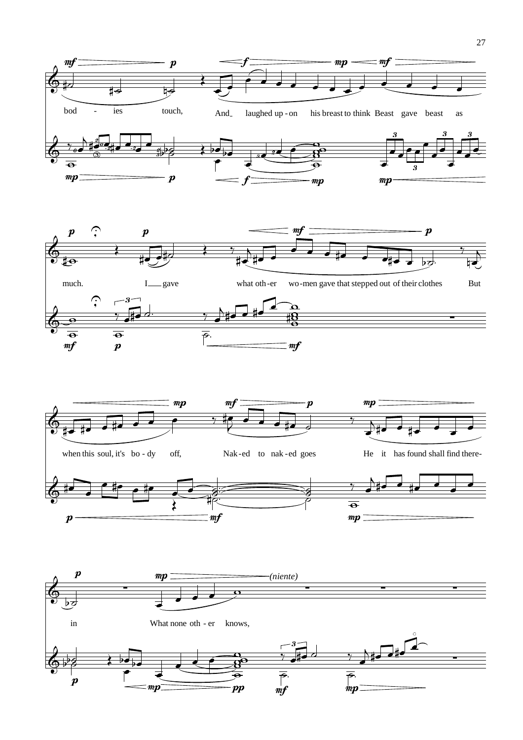bod - ies touch, And laughed up - on his breast to think Beast gave beast as

much. I gave what oth - er wo - men gave that stepped out of their clothes But

when this soul, it's bo - dy off, Nak - ed to nak - ed goes He it has found shall find there-

in What none oth - er knows,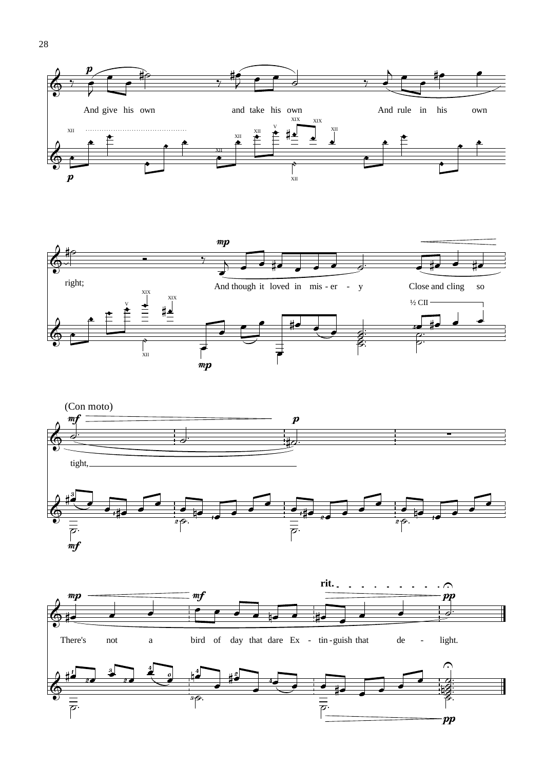(Con moto)

And give his own and take his own And rule in his own right;

And though it loved in mis - er - y Close and cling so tight,

There's not a bird of day that dare Ex - tin - guish that de - light.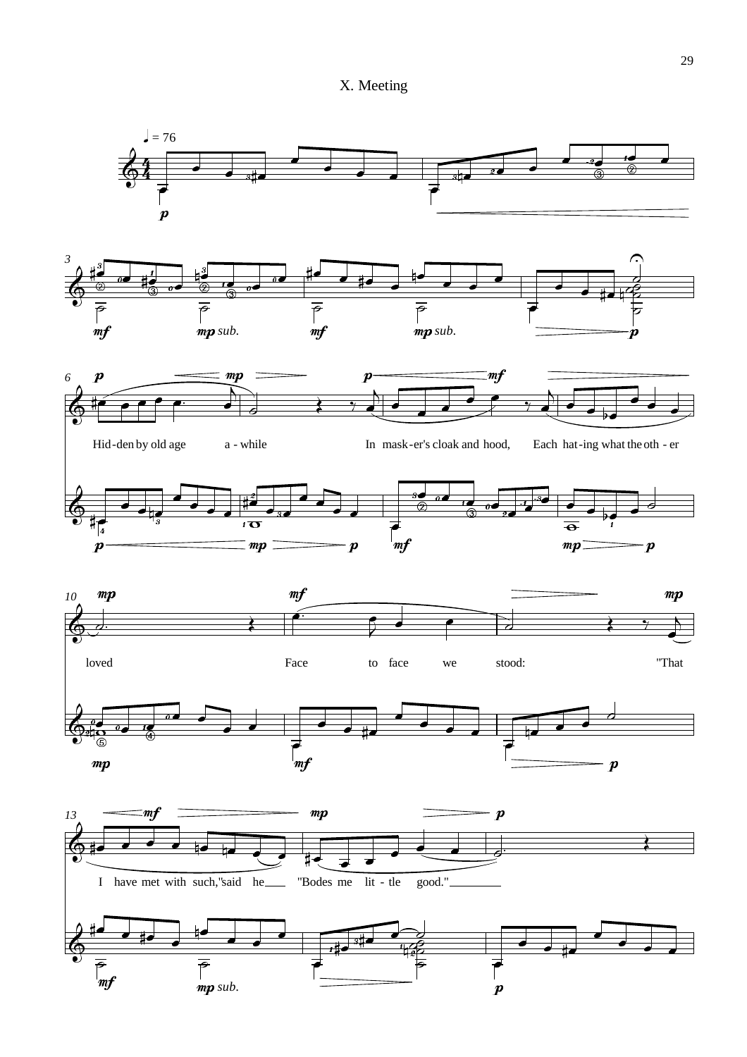# X. Meeting

♩ = 76

Hid-den by old age a - while In mask-er's cloak and hood, Each hat-ing what the oth - er loved Face to face we stood: "That I have met with such,"said he "Bodes me lit - tle good."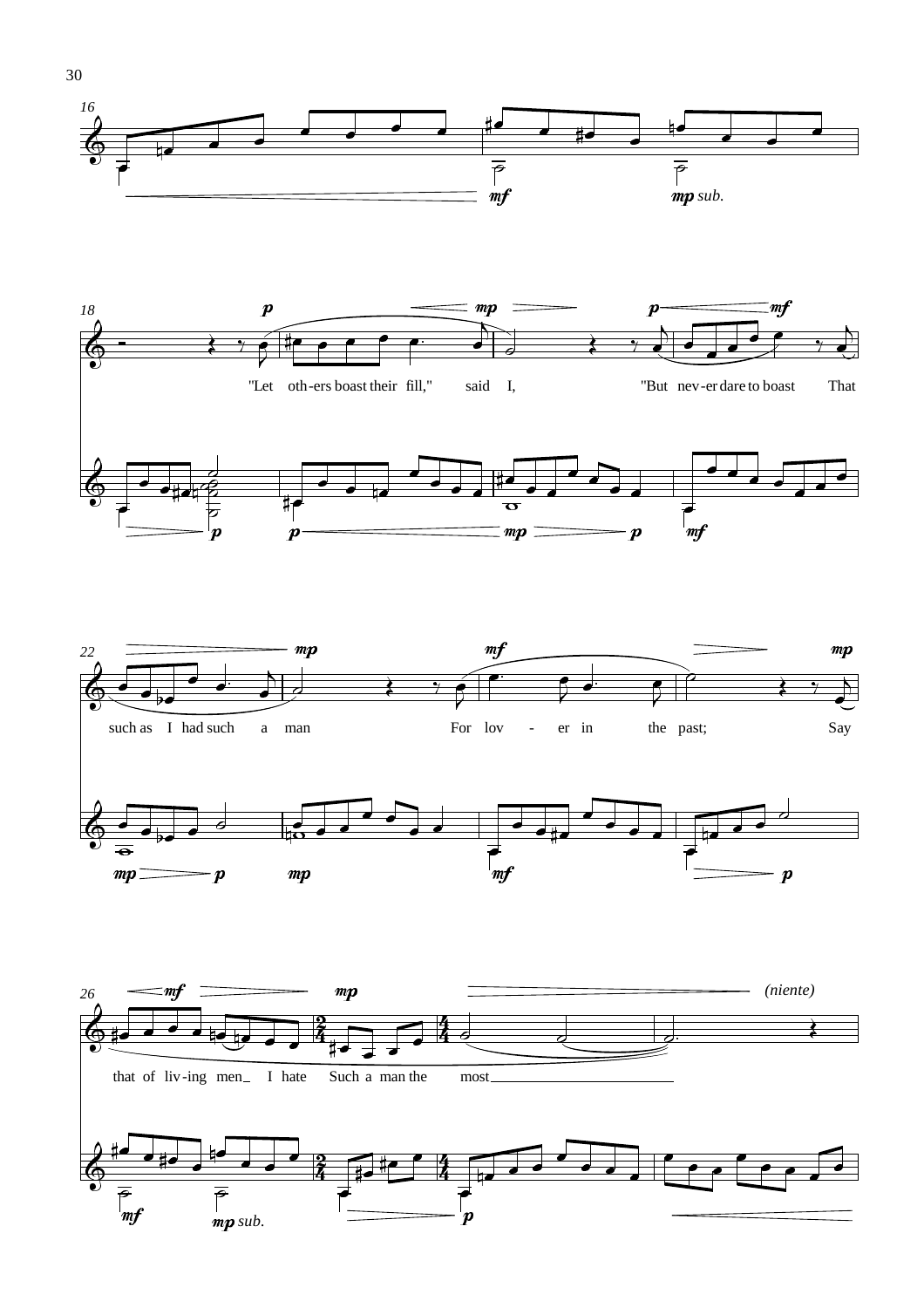"Let oth-ers boast their fill," said I, "But nev-er dare to boast That such as I had such a man For lov - er in the past; Say that of liv-ing men_ I hate Such a man the most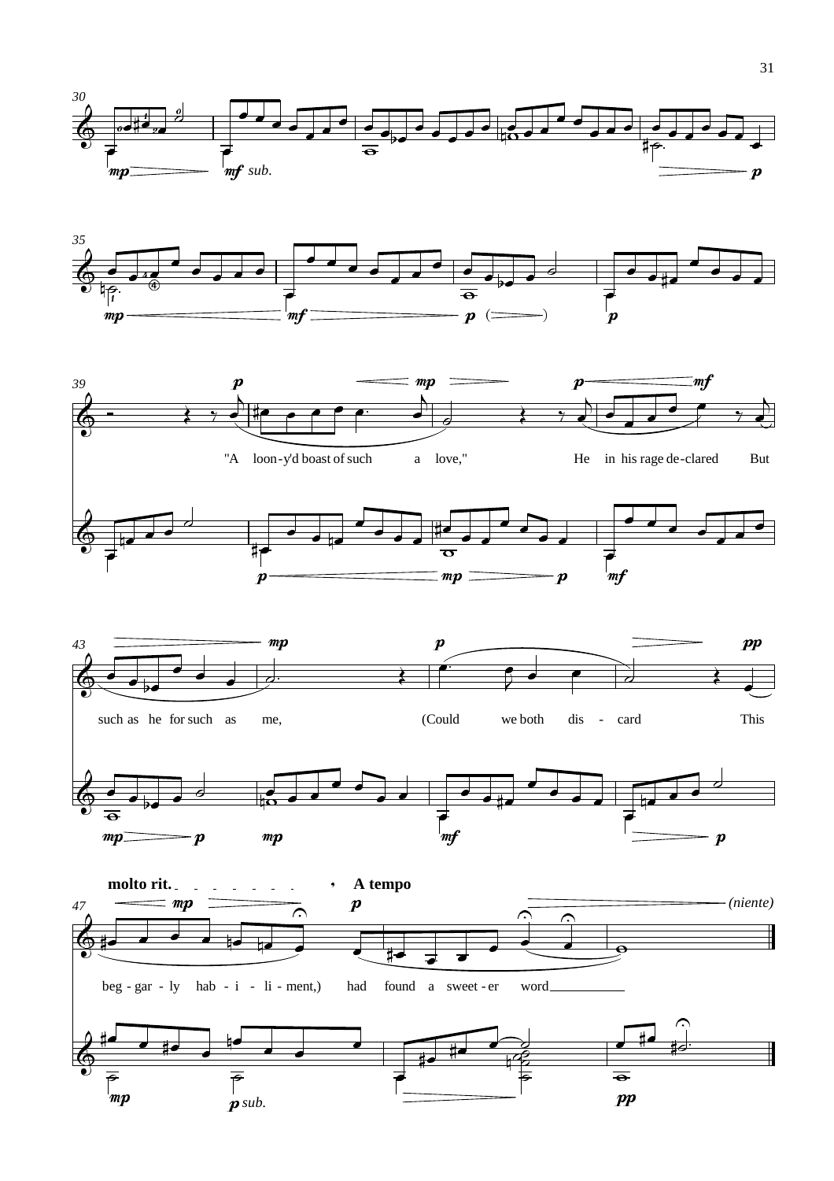"A loon-y'd boast of such a love," He in his rage de-clared But such as he for such as me, (Could we both dis - card This beg - gar - ly hab - i - li - ment,) had found a sweet - er word

**molto rit.** **A tempo**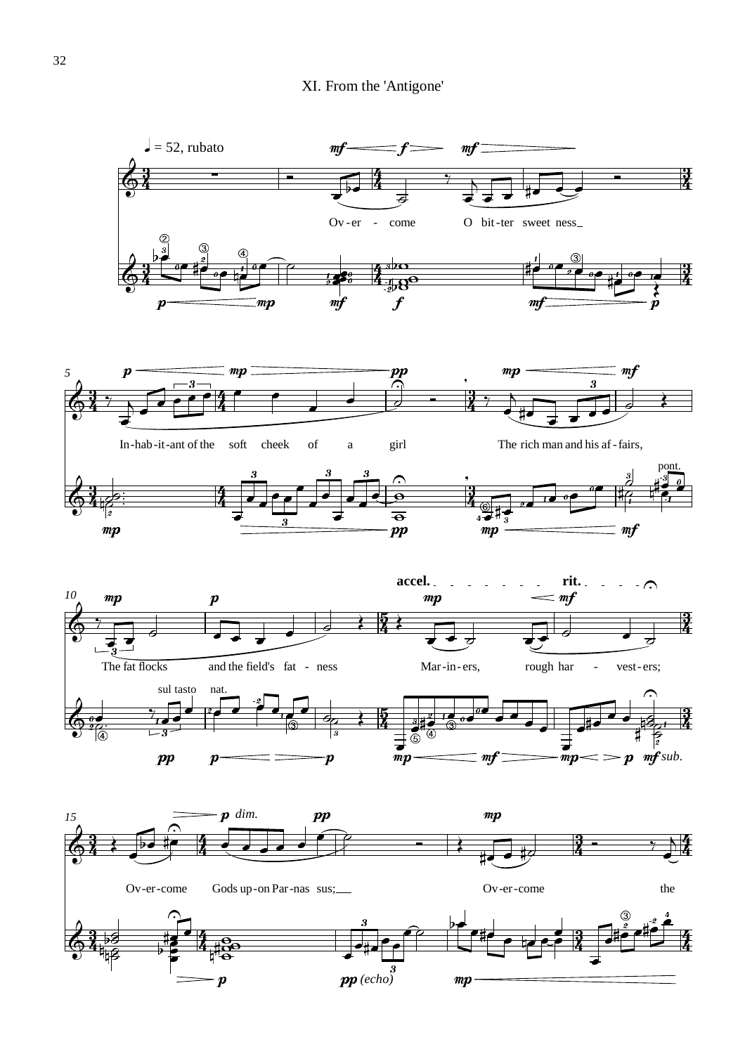# XI. From the 'Antigone'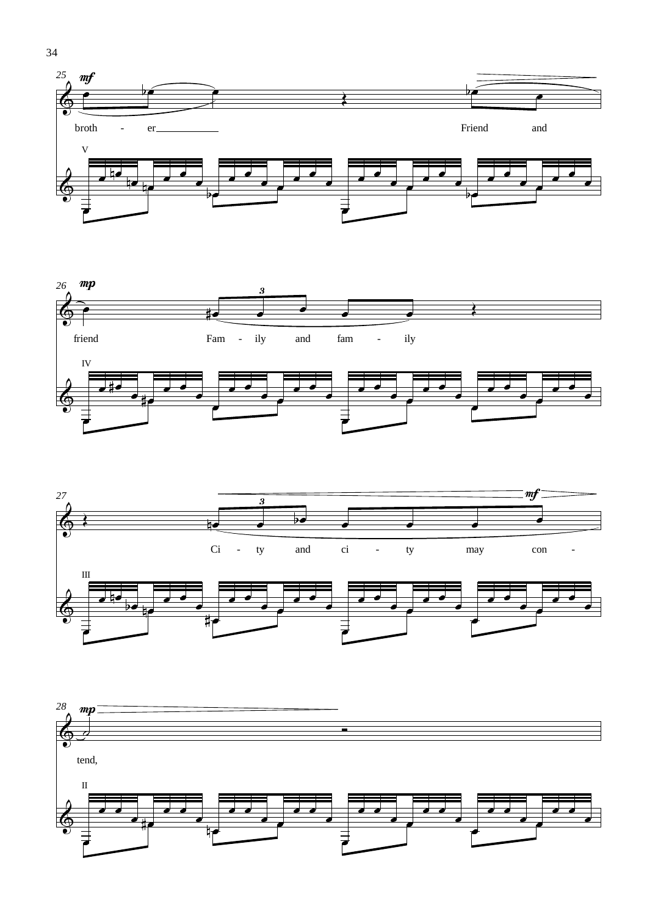broth - er Friend and

friend Fam - ily and fam - ily

Ci - ty and ci - ty may con -

tend,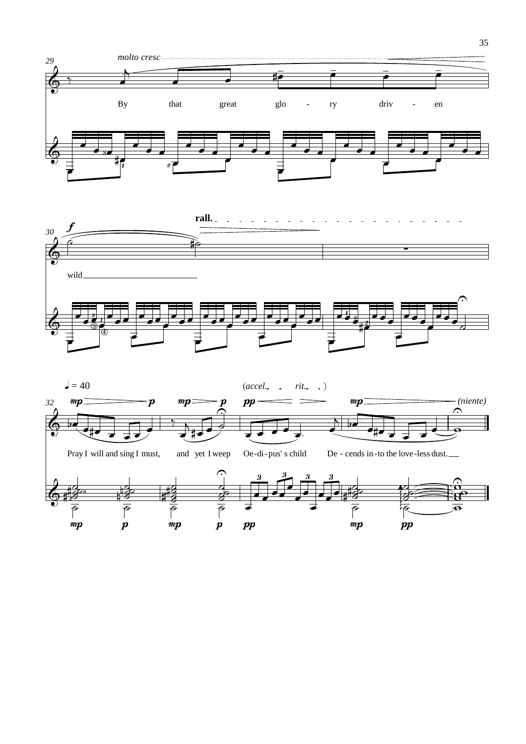29

*molto cresc.*

By that great glo - ry driv - en

30

*f*

**rall.**

wild

♩ = 40

32

*mp* *p* *mp* *p* *pp* (*accel.* *rit.*) *mp* (*niente*)

Pray I will and sing I must, and yet I weep Oe-di-pus' s child De - cends in-to the love-less dust.

*mp* *p* *mp* *p* *pp* *mp* *pp*